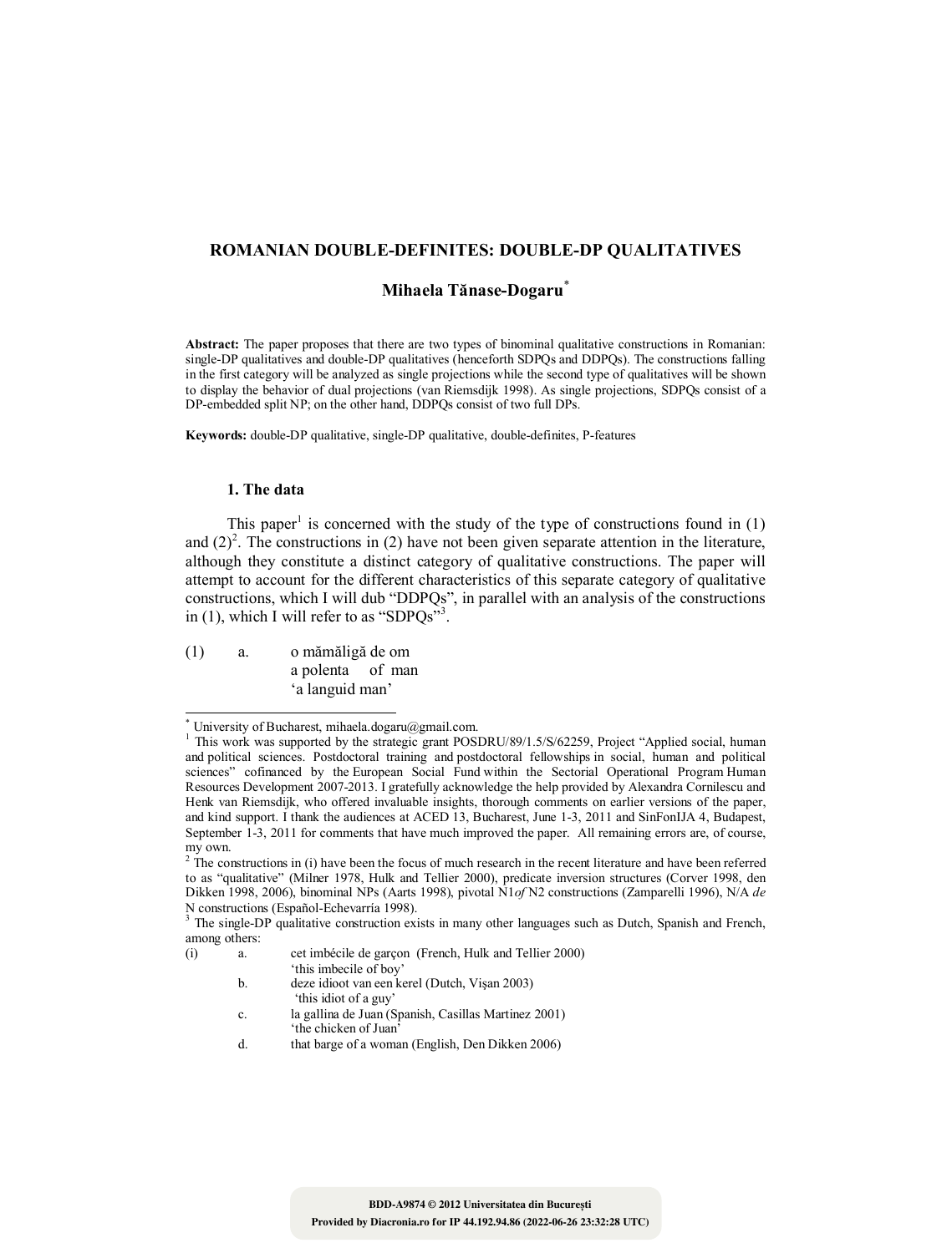# ROMANIAN DOUBLE-DEFINITES: DOUBLE-DP QUALITATIVES

**Mihaela Tănase-Dogaru***

**Abstract:** The paper proposes that there are two types of binominal qualitative constructions in Romanian: single-DP qualitatives and double-DP qualitatives (henceforth SDPQs and DDPQs). The constructions falling in the first category will be analyzed as single projections while the second type of qualitatives will be shown to display the behavior of dual projections (van Riemsdijk 1998). As single projections, SDPQs consist of a DP-embedded split NP; on the other hand, DDPQs consist of two full DPs.

**Keywords:** double-DP qualitative, single-DP qualitative, double-definites, P-features

## 1. The data

This paper[1] is concerned with the study of the type of constructions found in (1) and (2)[2]. The constructions in (2) have not been given separate attention in the literature, although they constitute a distinct category of qualitative constructions. The paper will attempt to account for the different characteristics of this separate category of qualitative constructions, which I will dub "DDPQs", in parallel with an analysis of the constructions in (1), which I will refer to as "SDPQs"[3].

(1) a. o mămăligă de om
 a polenta of man
 'a languid man'

---

\* University of Bucharest, mihaela.dogaru@gmail.com.

[1] This work was supported by the strategic grant POSDRU/89/1.5/S/62259, Project "Applied social, human and political sciences. Postdoctoral training and postdoctoral fellowships in social, human and political sciences" cofinanced by the European Social Fund within the Sectorial Operational Program Human Resources Development 2007-2013. I gratefully acknowledge the help provided by Alexandra Cornilescu and Henk van Riemsdijk, who offered invaluable insights, thorough comments on earlier versions of the paper, and kind support. I thank the audiences at ACED 13, Bucharest, June 1-3, 2011 and SinFonIJA 4, Budapest, September 1-3, 2011 for comments that have much improved the paper. All remaining errors are, of course, my own.

[2] The constructions in (i) have been the focus of much research in the recent literature and have been referred to as "qualitative" (Milner 1978, Hulk and Tellier 2000), predicate inversion structures (Corver 1998, den Dikken 1998, 2006), binominal NPs (Aarts 1998), pivotal N1*of* N2 constructions (Zamparelli 1996), N/A *de* N constructions (Español-Echevarría 1998).

[3] The single-DP qualitative construction exists in many other languages such as Dutch, Spanish and French, among others:

(i) a. cet imbécile de garçon (French, Hulk and Tellier 2000)
 'this imbecile of boy'
 b. deze idioot van een kerel (Dutch, Vişan 2003)
 'this idiot of a guy'
 c. la gallina de Juan (Spanish, Casillas Martinez 2001)
 'the chicken of Juan'
 d. that barge of a woman (English, Den Dikken 2006)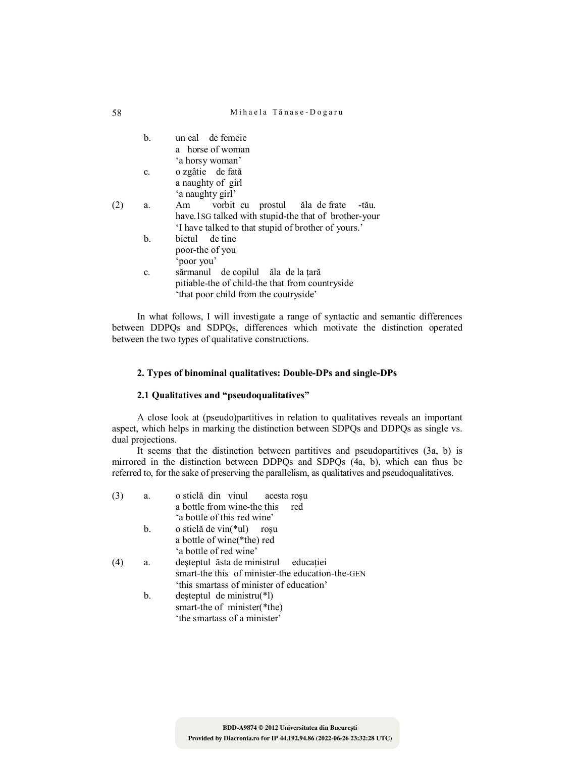b. un cal de femeie
   a horse of woman
   'a horsy woman'

c. o zgâtie de fată
   a naughty of girl
   'a naughty girl'

(2) a. Am vorbit cu prostul ăla de frate -tău.
   have.1SG talked with stupid-the that of brother-your
   'I have talked to that stupid of brother of yours.'

b. bietul de tine
   poor-the of you
   'poor you'

c. sărmanul de copilul ăla de la țară
   pitiable-the of child-the that from countryside
   'that poor child from the coutryside'

In what follows, I will investigate a range of syntactic and semantic differences between DDPQs and SDPQs, differences which motivate the distinction operated between the two types of qualitative constructions.

## 2. Types of binominal qualitatives: Double-DPs and single-DPs

### 2.1 Qualitatives and "pseudoqualitatives"

A close look at (pseudo)partitives in relation to qualitatives reveals an important aspect, which helps in marking the distinction between SDPQs and DDPQs as single vs. dual projections.

It seems that the distinction between partitives and pseudopartitives (3a, b) is mirrored in the distinction between DDPQs and SDPQs (4a, b), which can thus be referred to, for the sake of preserving the parallelism, as qualitatives and pseudoqualitatives.

(3) a. o sticlă din vinul acesta roșu
   a bottle from wine-the this red
   'a bottle of this red wine'

b. o sticlă de vin(*ul) roșu
   a bottle of wine(*the) red
   'a bottle of red wine'

(4) a. deșteptul ăsta de ministrul educației
   smart-the this of minister-the education-the-GEN
   'this smartass of minister of education'

b. deșteptul de ministru(*l)
   smart-the of minister(*the)
   'the smartass of a minister'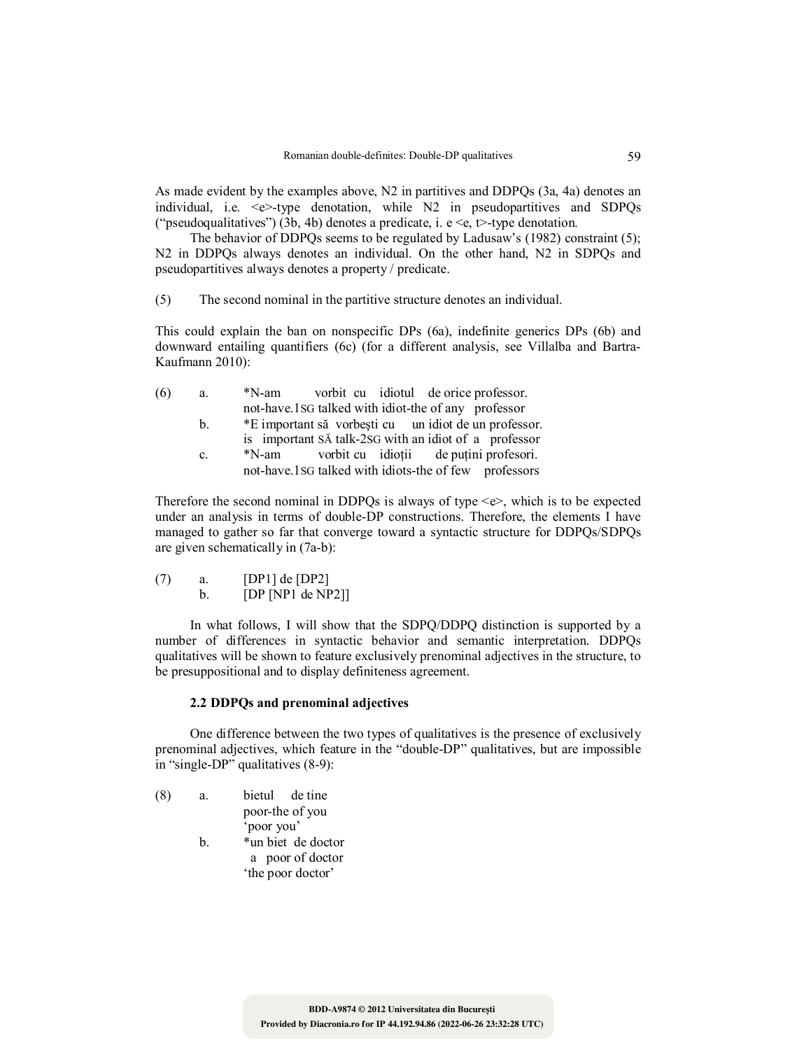As made evident by the examples above, N2 in partitives and DDPQs (3a, 4a) denotes an individual, i.e. <e>-type denotation, while N2 in pseudopartitives and SDPQs ("pseudoqualitatives") (3b, 4b) denotes a predicate, i. e <e, t>-type denotation.

The behavior of DDPQs seems to be regulated by Ladusaw's (1982) constraint (5); N2 in DDPQs always denotes an individual. On the other hand, N2 in SDPQs and pseudopartitives always denotes a property / predicate.

(5) The second nominal in the partitive structure denotes an individual.

This could explain the ban on nonspecific DPs (6a), indefinite generics DPs (6b) and downward entailing quantifiers (6c) (for a different analysis, see Villalba and Bartra-Kaufmann 2010):

(6) a. *N-am vorbit cu idiotul de orice professor.
not-have.1SG talked with idiot-the of any professor
b. *E important să vorbeşti cu un idiot de un professor.
is important SĂ talk-2SG with an idiot of a professor
c. *N-am vorbit cu idioții de puțini profesori.
not-have.1SG talked with idiots-the of few professors

Therefore the second nominal in DDPQs is always of type <e>, which is to be expected under an analysis in terms of double-DP constructions. Therefore, the elements I have managed to gather so far that converge toward a syntactic structure for DDPQs/SDPQs are given schematically in (7a-b):

(7) a. [DP1] de [DP2]
b. [DP [NP1 de NP2]]

In what follows, I will show that the SDPQ/DDPQ distinction is supported by a number of differences in syntactic behavior and semantic interpretation. DDPQs qualitatives will be shown to feature exclusively prenominal adjectives in the structure, to be presuppositional and to display definiteness agreement.

### 2.2 DDPQs and prenominal adjectives

One difference between the two types of qualitatives is the presence of exclusively prenominal adjectives, which feature in the "double-DP" qualitatives, but are impossible in "single-DP" qualitatives (8-9):

(8) a. bietul de tine
poor-the of you
'poor you'
b. *un biet de doctor
a poor of doctor
'the poor doctor'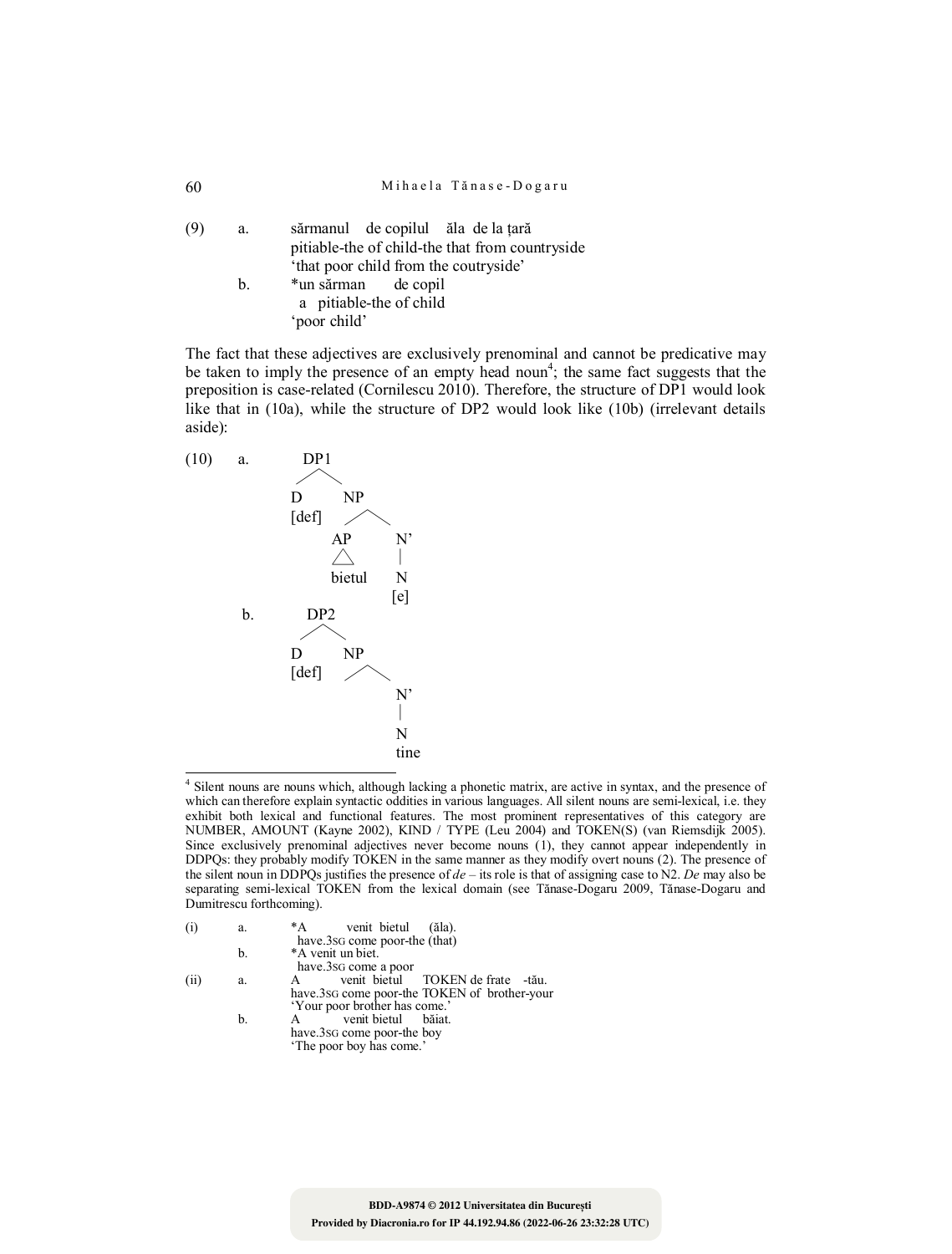(9) a. sărmanul de copilul ăla de la țară
pitiable-the of child-the that from countryside
'that poor child from the coutryside'

b. *un sărman de copil
a pitiable-the of child
'poor child'

The fact that these adjectives are exclusively prenominal and cannot be predicative may be taken to imply the presence of an empty head noun[4]; the same fact suggests that the preposition is case-related (Cornilescu 2010). Therefore, the structure of DP1 would look like that in (10a), while the structure of DP2 would look like (10b) (irrelevant details aside):

(10) a.

```
        DP1
       /   \
      D     NP
    [def]  /   \
          AP    N'
          △     |
        bietul  N
               [e]
```

b.

```
        DP2
       /   \
      D     NP
    [def]     \
               N'
               |
               N
              tine
```

[4] Silent nouns are nouns which, although lacking a phonetic matrix, are active in syntax, and the presence of which can therefore explain syntactic oddities in various languages. All silent nouns are semi-lexical, i.e. they exhibit both lexical and functional features. The most prominent representatives of this category are NUMBER, AMOUNT (Kayne 2002), KIND / TYPE (Leu 2004) and TOKEN(S) (van Riemsdijk 2005). Since exclusively prenominal adjectives never become nouns (1), they cannot appear independently in DDPQs: they probably modify TOKEN in the same manner as they modify overt nouns (2). The presence of the silent noun in DDPQs justifies the presence of *de* – its role is that of assigning case to N2. *De* may also be separating semi-lexical TOKEN from the lexical domain (see Tănase-Dogaru 2009, Tănase-Dogaru and Dumitrescu forthcoming).

(i) a. *A venit bietul (ăla).
have.3SG come poor-the (that)

b. *A venit un biet.
have.3SG come a poor

(ii) a. A venit bietul TOKEN de frate -tău.
have.3SG come poor-the TOKEN of brother-your
'Your poor brother has come.'

b. A venit bietul băiat.
have.3SG come poor-the boy
'The poor boy has come.'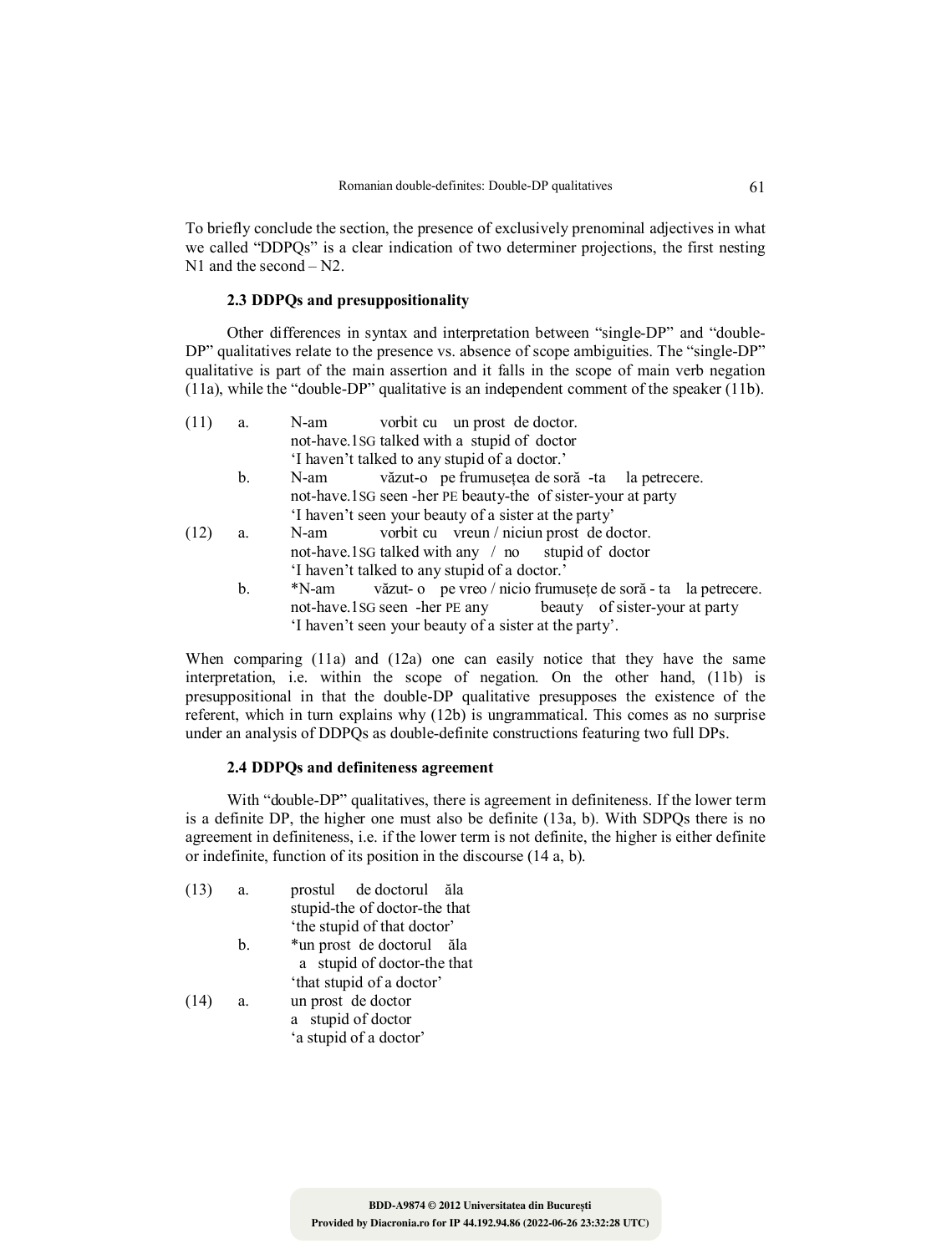To briefly conclude the section, the presence of exclusively prenominal adjectives in what we called "DDPQs" is a clear indication of two determiner projections, the first nesting N1 and the second – N2.

### 2.3 DDPQs and presuppositionality

Other differences in syntax and interpretation between "single-DP" and "double-DP" qualitatives relate to the presence vs. absence of scope ambiguities. The "single-DP" qualitative is part of the main assertion and it falls in the scope of main verb negation (11a), while the "double-DP" qualitative is an independent comment of the speaker (11b).

(11) a. N-am vorbit cu un prost de doctor.
not-have.1SG talked with a stupid of doctor
'I haven't talked to any stupid of a doctor.'

b. N-am văzut-o pe frumusețea de soră -ta la petrecere.
not-have.1SG seen -her PE beauty-the of sister-your at party
'I haven't seen your beauty of a sister at the party'

(12) a. N-am vorbit cu vreun / niciun prost de doctor.
not-have.1SG talked with any / no stupid of doctor
'I haven't talked to any stupid of a doctor.'

b. *N-am văzut- o pe vreo / nicio frumusețe de soră - ta la petrecere.
not-have.1SG seen -her PE any beauty of sister-your at party
'I haven't seen your beauty of a sister at the party'.

When comparing (11a) and (12a) one can easily notice that they have the same interpretation, i.e. within the scope of negation. On the other hand, (11b) is presuppositional in that the double-DP qualitative presupposes the existence of the referent, which in turn explains why (12b) is ungrammatical. This comes as no surprise under an analysis of DDPQs as double-definite constructions featuring two full DPs.

### 2.4 DDPQs and definiteness agreement

With "double-DP" qualitatives, there is agreement in definiteness. If the lower term is a definite DP, the higher one must also be definite (13a, b). With SDPQs there is no agreement in definiteness, i.e. if the lower term is not definite, the higher is either definite or indefinite, function of its position in the discourse (14 a, b).

(13) a. prostul de doctorul ăla
stupid-the of doctor-the that
'the stupid of that doctor'

b. *un prost de doctorul ăla
a stupid of doctor-the that
'that stupid of a doctor'

(14) a. un prost de doctor
a stupid of doctor
'a stupid of a doctor'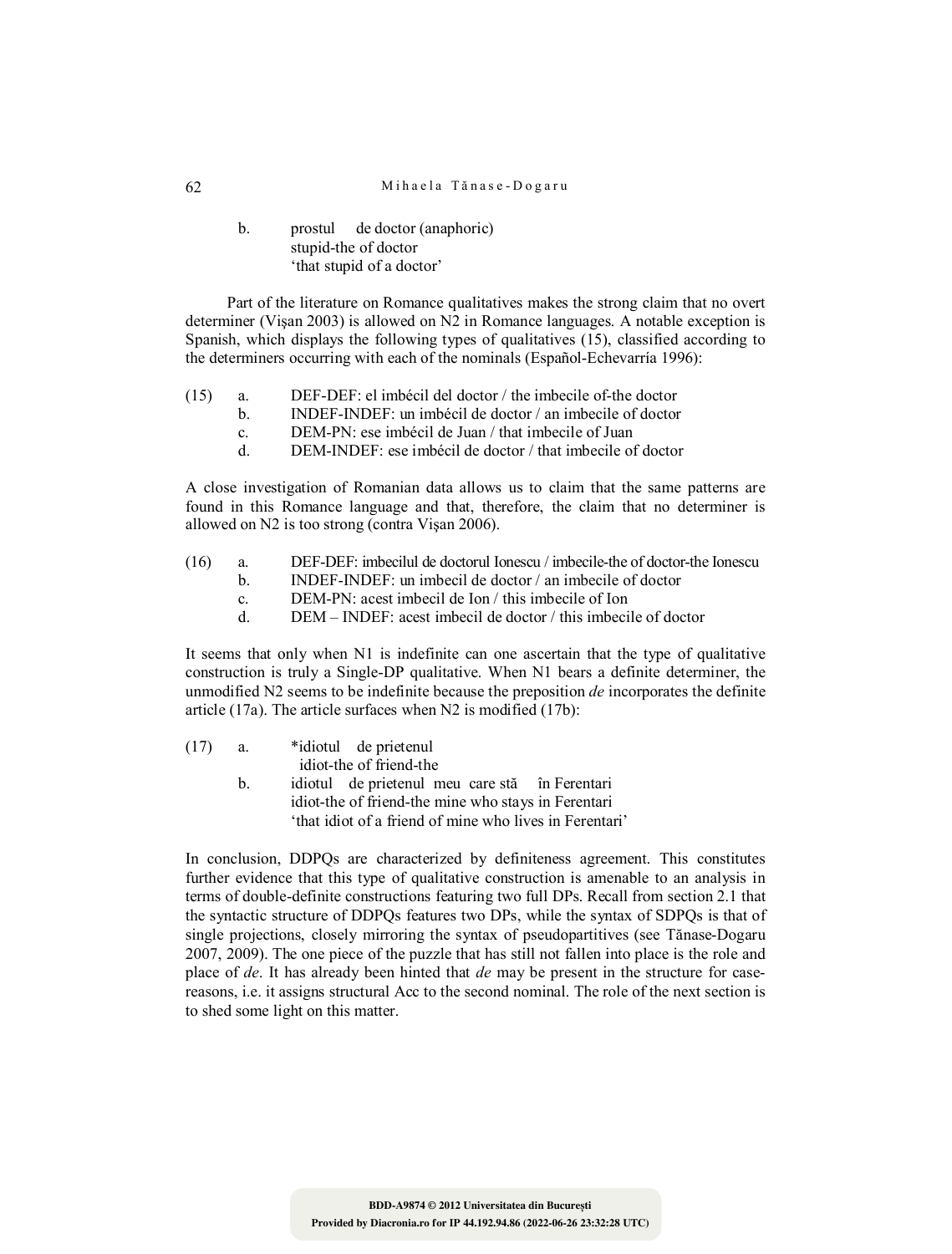b. prostul de doctor (anaphoric)
   stupid-the of doctor
   'that stupid of a doctor'

Part of the literature on Romance qualitatives makes the strong claim that no overt determiner (Vişan 2003) is allowed on N2 in Romance languages. A notable exception is Spanish, which displays the following types of qualitatives (15), classified according to the determiners occurring with each of the nominals (Español-Echevarría 1996):

(15) a. DEF-DEF: el imbécil del doctor / the imbecile of-the doctor
  b. INDEF-INDEF: un imbécil de doctor / an imbecile of doctor
  c. DEM-PN: ese imbécil de Juan / that imbecile of Juan
  d. DEM-INDEF: ese imbécil de doctor / that imbecile of doctor

A close investigation of Romanian data allows us to claim that the same patterns are found in this Romance language and that, therefore, the claim that no determiner is allowed on N2 is too strong (contra Vişan 2006).

(16) a. DEF-DEF: imbecilul de doctorul Ionescu / imbecile-the of doctor-the Ionescu
  b. INDEF-INDEF: un imbecil de doctor / an imbecile of doctor
  c. DEM-PN: acest imbecil de Ion / this imbecile of Ion
  d. DEM – INDEF: acest imbecil de doctor / this imbecile of doctor

It seems that only when N1 is indefinite can one ascertain that the type of qualitative construction is truly a Single-DP qualitative. When N1 bears a definite determiner, the unmodified N2 seems to be indefinite because the preposition *de* incorporates the definite article (17a). The article surfaces when N2 is modified (17b):

(17) a. *idiotul de prietenul
   idiot-the of friend-the
  b. idiotul de prietenul meu care stă în Ferentari
   idiot-the of friend-the mine who stays in Ferentari
   'that idiot of a friend of mine who lives in Ferentari'

In conclusion, DDPQs are characterized by definiteness agreement. This constitutes further evidence that this type of qualitative construction is amenable to an analysis in terms of double-definite constructions featuring two full DPs. Recall from section 2.1 that the syntactic structure of DDPQs features two DPs, while the syntax of SDPQs is that of single projections, closely mirroring the syntax of pseudopartitives (see Tănase-Dogaru 2007, 2009). The one piece of the puzzle that has still not fallen into place is the role and place of *de*. It has already been hinted that *de* may be present in the structure for case-reasons, i.e. it assigns structural Acc to the second nominal. The role of the next section is to shed some light on this matter.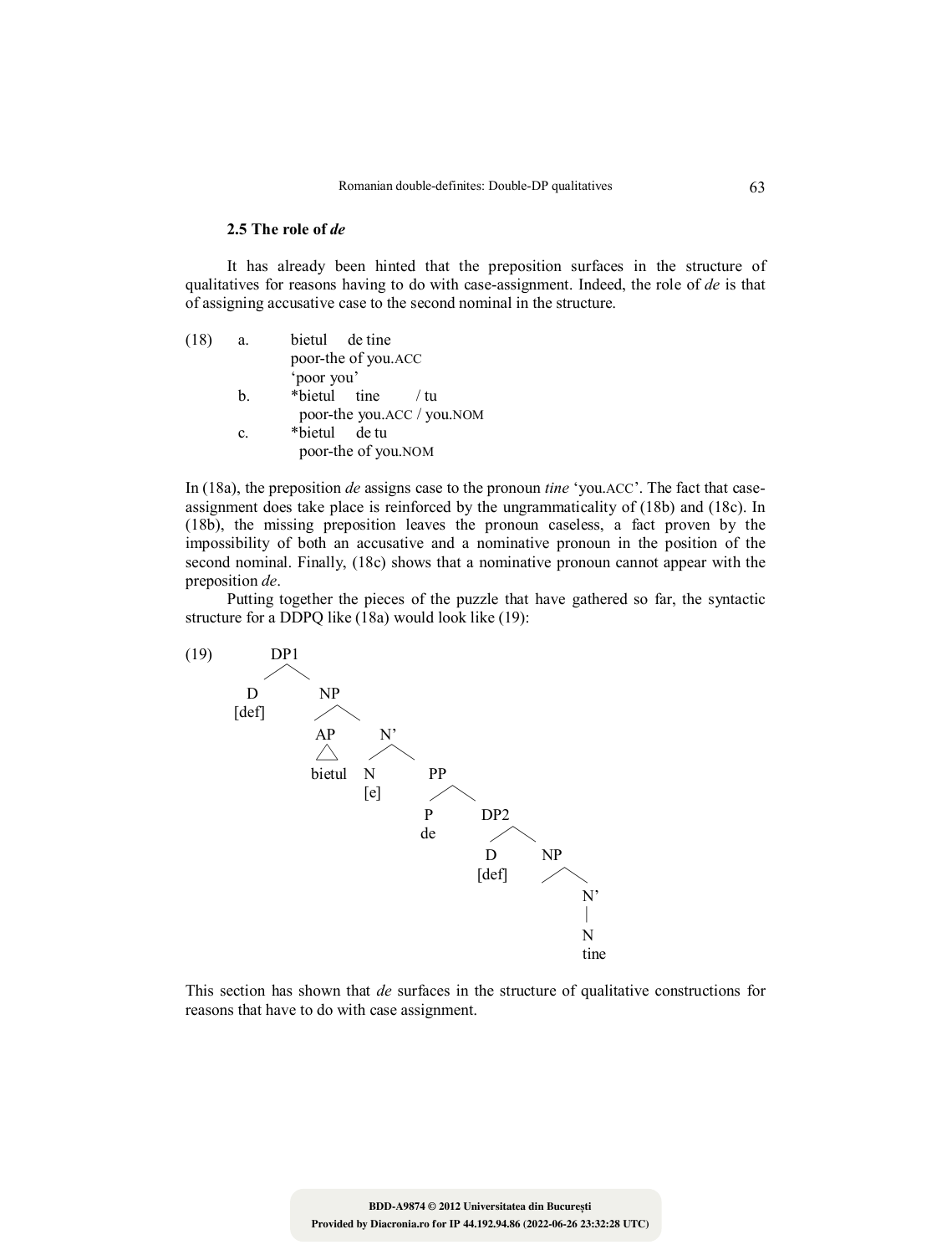### 2.5 The role of *de*

It has already been hinted that the preposition surfaces in the structure of qualitatives for reasons having to do with case-assignment. Indeed, the role of *de* is that of assigning accusative case to the second nominal in the structure.

(18) a. bietul de tine
poor-the of you.ACC
'poor you'

b. \*bietul tine / tu
poor-the you.ACC / you.NOM

c. \*bietul de tu
poor-the of you.NOM

In (18a), the preposition *de* assigns case to the pronoun *tine* 'you.ACC'. The fact that case-assignment does take place is reinforced by the ungrammaticality of (18b) and (18c). In (18b), the missing preposition leaves the pronoun caseless, a fact proven by the impossibility of both an accusative and a nominative pronoun in the position of the second nominal. Finally, (18c) shows that a nominative pronoun cannot appear with the preposition *de*.

Putting together the pieces of the puzzle that have gathered so far, the syntactic structure for a DDPQ like (18a) would look like (19):

(19)
```
            DP1
           /   \
          D     NP
        [def]  /   \
             AP     N'
             △     /  \
          bietul  N    PP
                 [e]  /  \
                     P    DP2
                     de  /   \
                        D     NP
                      [def]     \
                                 N'
                                 |
                                 N
                                tine
```

This section has shown that *de* surfaces in the structure of qualitative constructions for reasons that have to do with case assignment.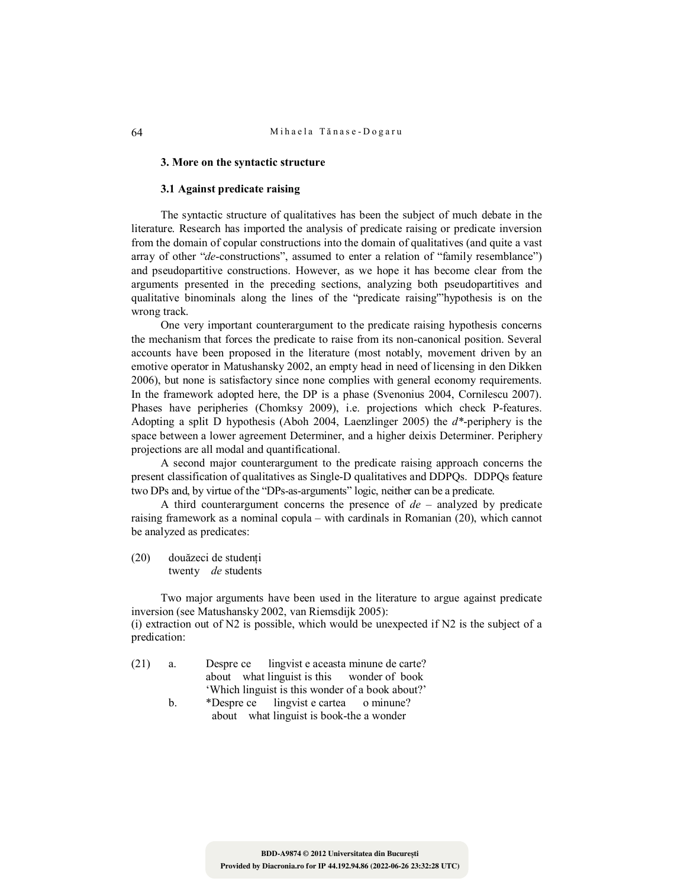## 3. More on the syntactic structure

### 3.1 Against predicate raising

The syntactic structure of qualitatives has been the subject of much debate in the literature. Research has imported the analysis of predicate raising or predicate inversion from the domain of copular constructions into the domain of qualitatives (and quite a vast array of other "*de*-constructions", assumed to enter a relation of "family resemblance") and pseudopartitive constructions. However, as we hope it has become clear from the arguments presented in the preceding sections, analyzing both pseudopartitives and qualitative binominals along the lines of the "predicate raising'"hypothesis is on the wrong track.

One very important counterargument to the predicate raising hypothesis concerns the mechanism that forces the predicate to raise from its non-canonical position. Several accounts have been proposed in the literature (most notably, movement driven by an emotive operator in Matushansky 2002, an empty head in need of licensing in den Dikken 2006), but none is satisfactory since none complies with general economy requirements. In the framework adopted here, the DP is a phase (Svenonius 2004, Cornilescu 2007). Phases have peripheries (Chomksy 2009), i.e. projections which check P-features. Adopting a split D hypothesis (Aboh 2004, Laenzlinger 2005) the *d*\*-periphery is the space between a lower agreement Determiner, and a higher deixis Determiner. Periphery projections are all modal and quantificational.

A second major counterargument to the predicate raising approach concerns the present classification of qualitatives as Single-D qualitatives and DDPQs. DDPQs feature two DPs and, by virtue of the "DPs-as-arguments" logic, neither can be a predicate.

A third counterargument concerns the presence of *de* – analyzed by predicate raising framework as a nominal copula – with cardinals in Romanian (20), which cannot be analyzed as predicates:

(20) douăzeci de studenți
 twenty *de* students

Two major arguments have been used in the literature to argue against predicate inversion (see Matushansky 2002, van Riemsdijk 2005):
(i) extraction out of N2 is possible, which would be unexpected if N2 is the subject of a predication:

(21) a. Despre ce lingvist e aceasta minune de carte?
 about what linguist is this wonder of book
 'Which linguist is this wonder of a book about?'
 b. *Despre ce lingvist e cartea o minune?
 about what linguist is book-the a wonder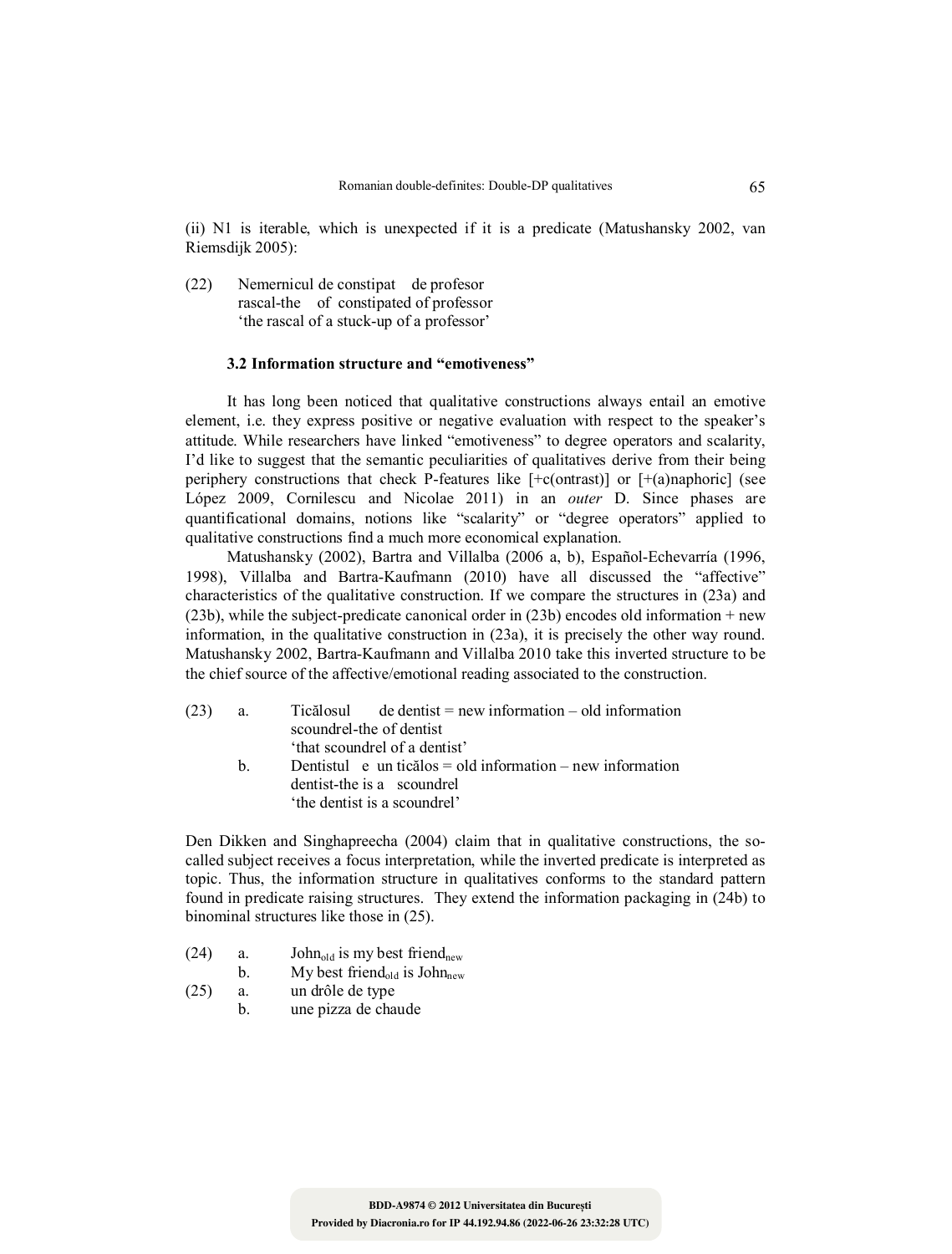(ii) N1 is iterable, which is unexpected if it is a predicate (Matushansky 2002, van Riemsdijk 2005):

(22) Nemernicul de constipat de profesor
rascal-the of constipated of professor
'the rascal of a stuck-up of a professor'

### 3.2 Information structure and "emotiveness"

It has long been noticed that qualitative constructions always entail an emotive element, i.e. they express positive or negative evaluation with respect to the speaker's attitude. While researchers have linked "emotiveness" to degree operators and scalarity, I'd like to suggest that the semantic peculiarities of qualitatives derive from their being periphery constructions that check P-features like [+c(ontrast)] or [+(a)naphoric] (see López 2009, Cornilescu and Nicolae 2011) in an *outer* D. Since phases are quantificational domains, notions like "scalarity" or "degree operators" applied to qualitative constructions find a much more economical explanation.

Matushansky (2002), Bartra and Villalba (2006 a, b), Español-Echevarría (1996, 1998), Villalba and Bartra-Kaufmann (2010) have all discussed the "affective" characteristics of the qualitative construction. If we compare the structures in (23a) and (23b), while the subject-predicate canonical order in (23b) encodes old information + new information, in the qualitative construction in (23a), it is precisely the other way round. Matushansky 2002, Bartra-Kaufmann and Villalba 2010 take this inverted structure to be the chief source of the affective/emotional reading associated to the construction.

(23) a. Ticălosul de dentist = new information – old information
scoundrel-the of dentist
'that scoundrel of a dentist'

b. Dentistul e un ticălos = old information – new information
dentist-the is a scoundrel
'the dentist is a scoundrel'

Den Dikken and Singhapreecha (2004) claim that in qualitative constructions, the so-called subject receives a focus interpretation, while the inverted predicate is interpreted as topic. Thus, the information structure in qualitatives conforms to the standard pattern found in predicate raising structures. They extend the information packaging in (24b) to binominal structures like those in (25).

(24) a. $\text{John}_{old}$ is my best $\text{friend}_{new}$
b. My best $\text{friend}_{old}$ is $\text{John}_{new}$

(25) a. un drôle de type
b. une pizza de chaude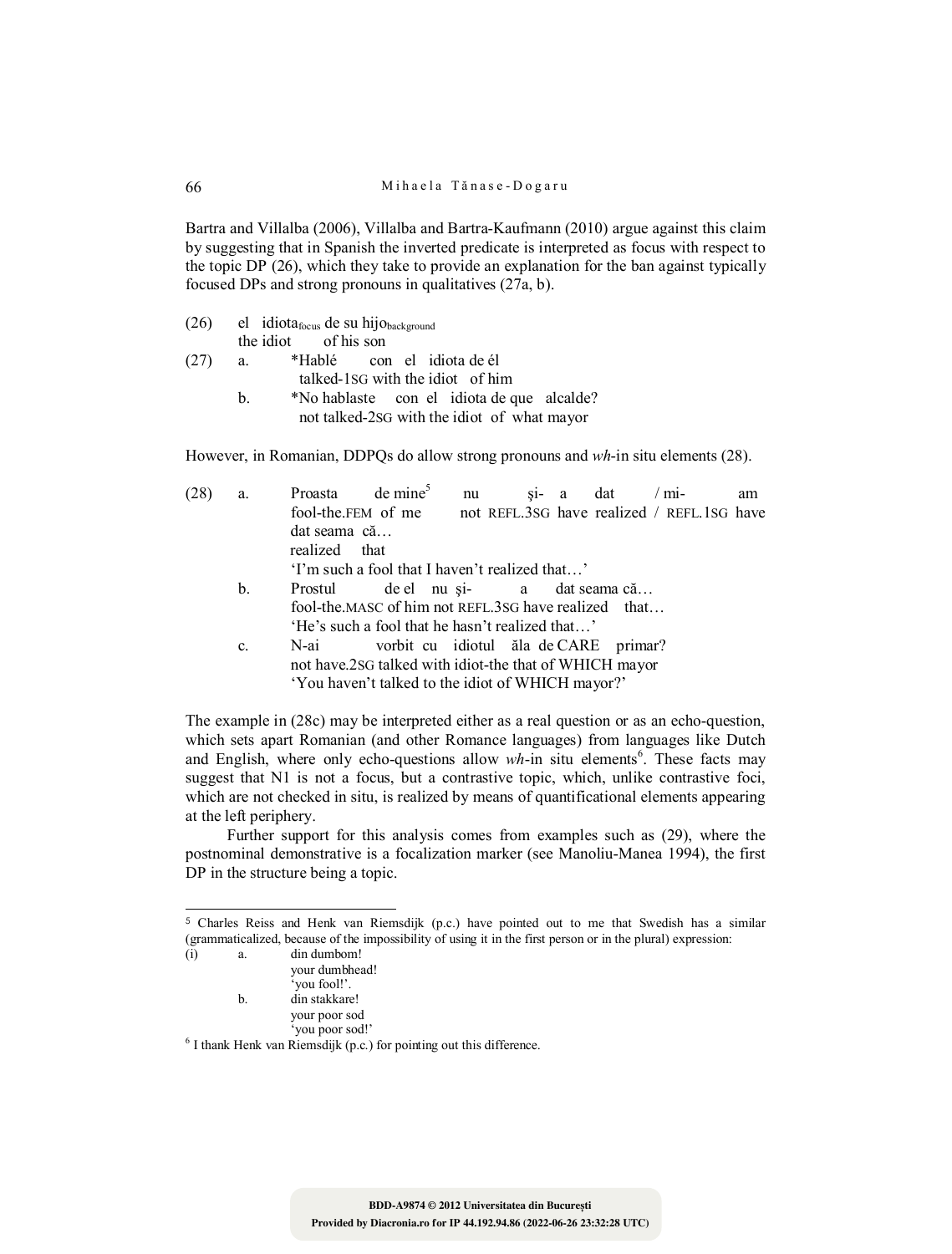Bartra and Villalba (2006), Villalba and Bartra-Kaufmann (2010) argue against this claim by suggesting that in Spanish the inverted predicate is interpreted as focus with respect to the topic DP (26), which they take to provide an explanation for the ban against typically focused DPs and strong pronouns in qualitatives (27a, b).

(26) el idiota$_{focus}$ de su hijo$_{background}$
the idiot of his son

(27) a. *Hablé con el idiota de él
talked-1SG with the idiot of him

b. *No hablaste con el idiota de que alcalde?
not talked-2SG with the idiot of what mayor

However, in Romanian, DDPQs do allow strong pronouns and *wh*-in situ elements (28).

(28) a. Proasta de mine[5] nu şi- a dat / mi- am dat seama că…
fool-the.FEM of me not REFL.3SG have realized / REFL.1SG have realized that
'I'm such a fool that I haven't realized that…'

b. Prostul de el nu şi- a dat seama că…
fool-the.MASC of him not REFL.3SG have realized that…
'He's such a fool that he hasn't realized that…'

c. N-ai vorbit cu idiotul ăla de CARE primar?
not have.2SG talked with idiot-the that of WHICH mayor
'You haven't talked to the idiot of WHICH mayor?'

The example in (28c) may be interpreted either as a real question or as an echo-question, which sets apart Romanian (and other Romance languages) from languages like Dutch and English, where only echo-questions allow *wh*-in situ elements[6]. These facts may suggest that N1 is not a focus, but a contrastive topic, which, unlike contrastive foci, which are not checked in situ, is realized by means of quantificational elements appearing at the left periphery.

Further support for this analysis comes from examples such as (29), where the postnominal demonstrative is a focalization marker (see Manoliu-Manea 1994), the first DP in the structure being a topic.

---

[5] Charles Reiss and Henk van Riemsdijk (p.c.) have pointed out to me that Swedish has a similar (grammaticalized, because of the impossibility of using it in the first person or in the plural) expression:

(i) a. din dumbom!
your dumbhead!
'you fool!'.

b. din stakkare!
your poor sod
'you poor sod!'

[6] I thank Henk van Riemsdijk (p.c.) for pointing out this difference.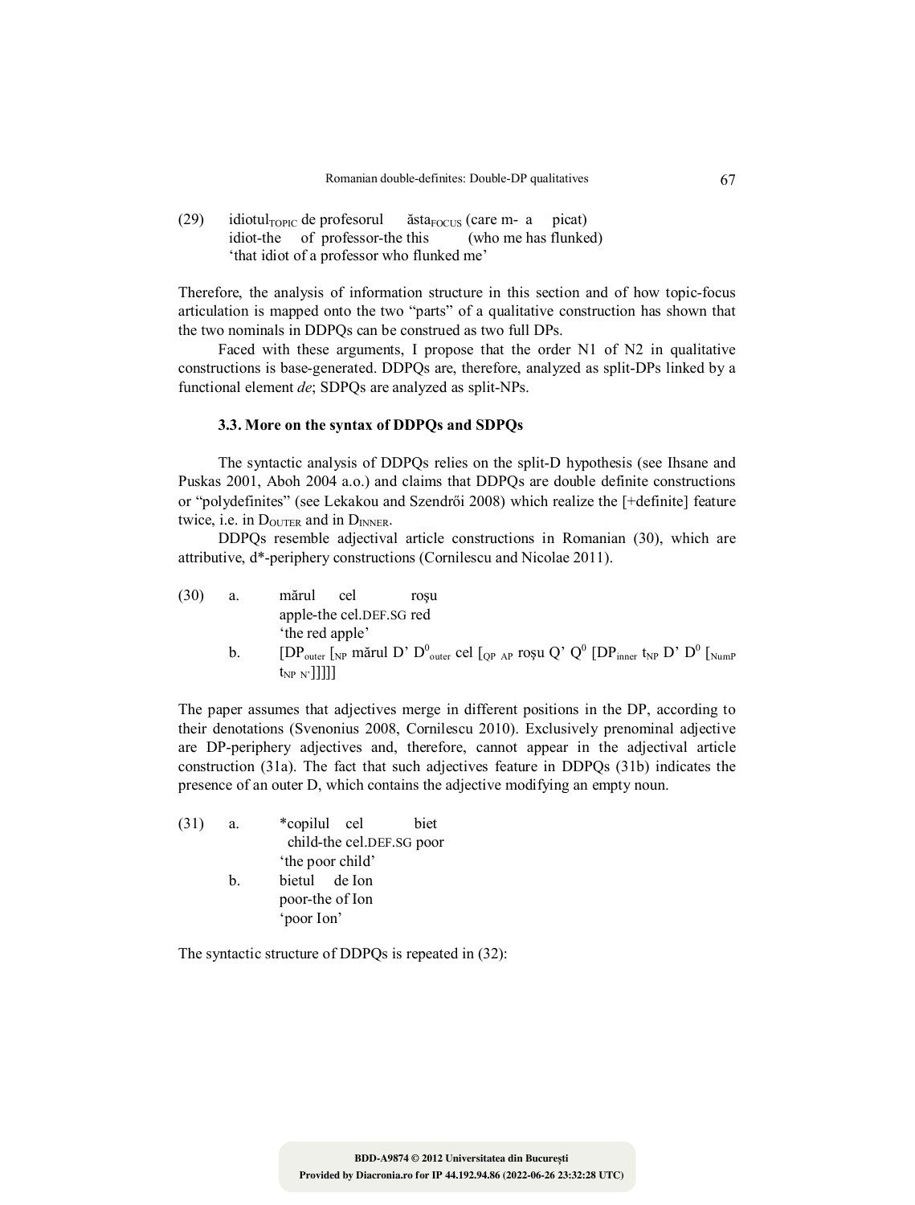(29) idiotul$_{TOPIC}$ de profesorul ăsta$_{FOCUS}$ (care m- a picat)
idiot-the of professor-the this (who me has flunked)
'that idiot of a professor who flunked me'

Therefore, the analysis of information structure in this section and of how topic-focus articulation is mapped onto the two "parts" of a qualitative construction has shown that the two nominals in DDPQs can be construed as two full DPs.

Faced with these arguments, I propose that the order N1 of N2 in qualitative constructions is base-generated. DDPQs are, therefore, analyzed as split-DPs linked by a functional element *de*; SDPQs are analyzed as split-NPs.

### 3.3. More on the syntax of DDPQs and SDPQs

The syntactic analysis of DDPQs relies on the split-D hypothesis (see Ihsane and Puskas 2001, Aboh 2004 a.o.) and claims that DDPQs are double definite constructions or "polydefinites" (see Lekakou and Szendrői 2008) which realize the [+definite] feature twice, i.e. in D$_{OUTER}$ and in D$_{INNER}$.

DDPQs resemble adjectival article constructions in Romanian (30), which are attributive, d*-periphery constructions (Cornilescu and Nicolae 2011).

(30) a. mărul cel roşu
apple-the cel.DEF.SG red
'the red apple'

b. [DP$_{outer}$ [$_{NP}$ mărul D' $D^0_{outer}$ cel [$_{QP}$ $_{AP}$ roşu Q' $Q^0$ [DP$_{inner}$ $t_{NP}$ D' $D^0$ [$_{NumP}$ $t_{NP}$ $_{N'}$]]]]]

The paper assumes that adjectives merge in different positions in the DP, according to their denotations (Svenonius 2008, Cornilescu 2010). Exclusively prenominal adjective are DP-periphery adjectives and, therefore, cannot appear in the adjectival article construction (31a). The fact that such adjectives feature in DDPQs (31b) indicates the presence of an outer D, which contains the adjective modifying an empty noun.

(31) a. *copilul cel biet
child-the cel.DEF.SG poor
'the poor child'

b. bietul de Ion
poor-the of Ion
'poor Ion'

The syntactic structure of DDPQs is repeated in (32):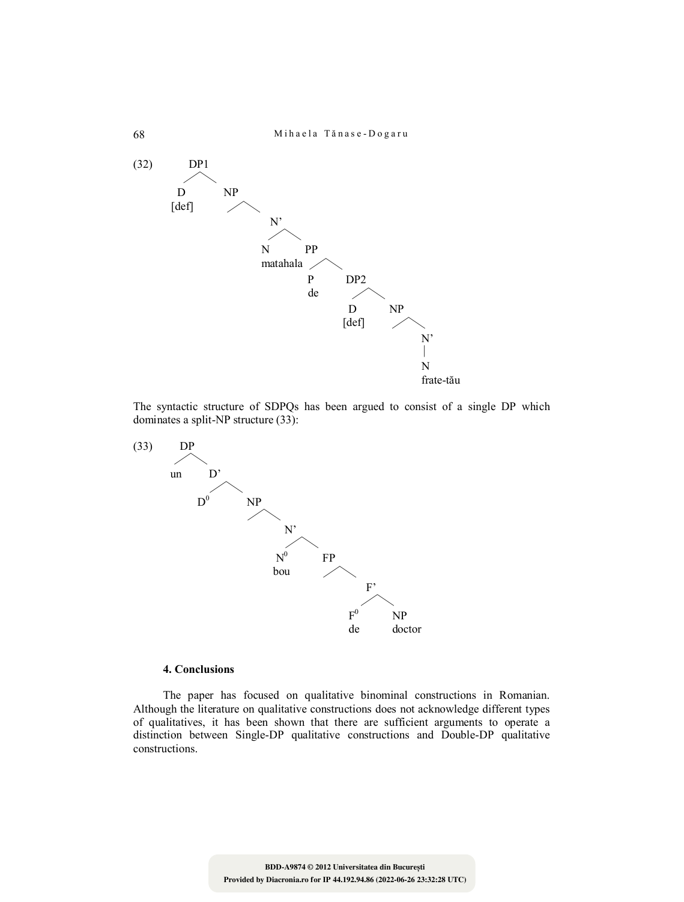(32)

```
DP1
├── D [def]
└── NP
    └── N'
        ├── N matahala
        └── PP
            ├── P de
            └── DP2
                ├── D [def]
                └── NP
                    └── N'
                        └── N frate-tău
```

The syntactic structure of SDPQs has been argued to consist of a single DP which dominates a split-NP structure (33):

(33)

```
DP
├── un
└── D'
    ├── D0
    └── NP
        └── N'
            ├── N0 bou
            └── FP
                └── F'
                    ├── F0 de
                    └── NP doctor
```

#### 4. Conclusions

The paper has focused on qualitative binominal constructions in Romanian. Although the literature on qualitative constructions does not acknowledge different types of qualitatives, it has been shown that there are sufficient arguments to operate a distinction between Single-DP qualitative constructions and Double-DP qualitative constructions.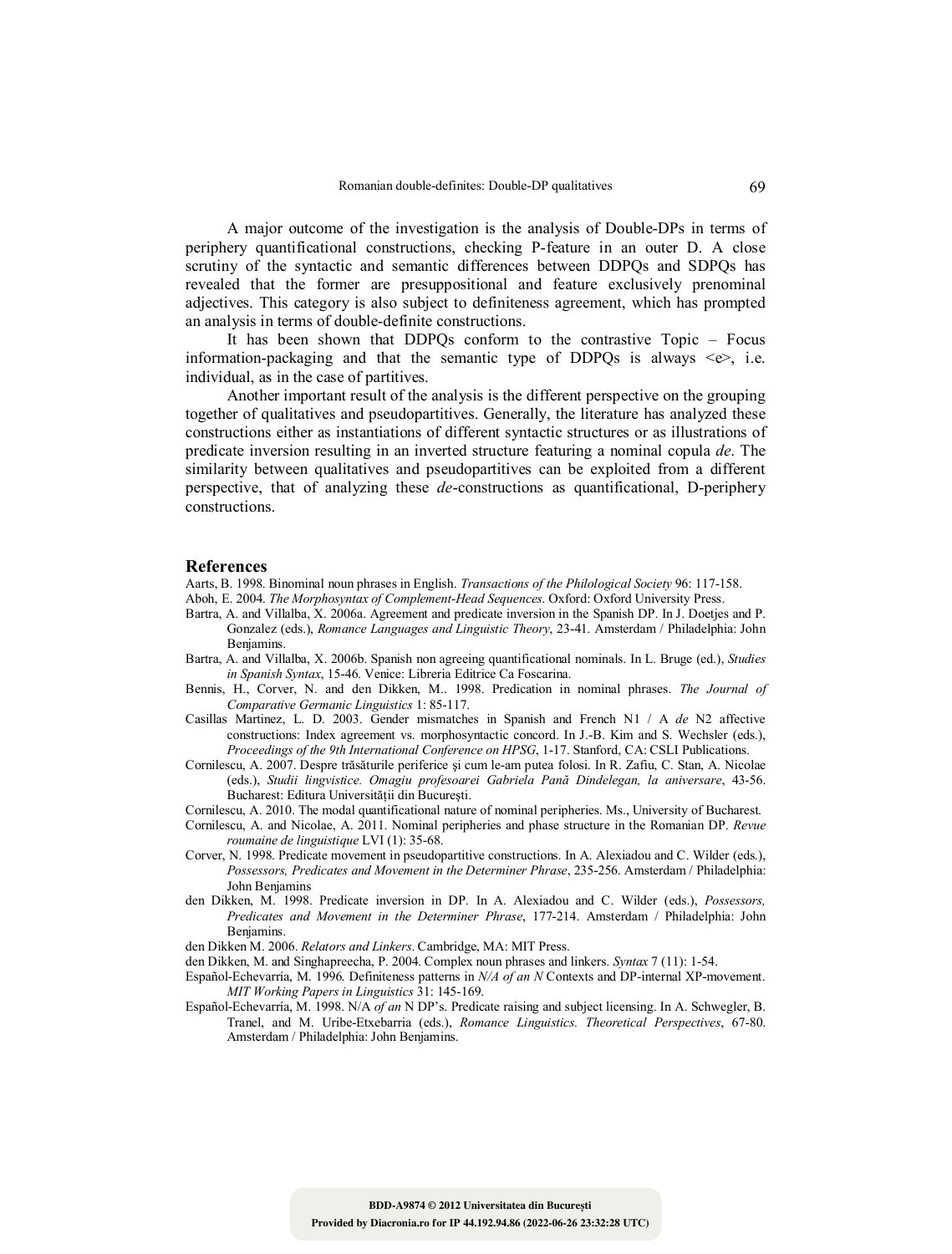A major outcome of the investigation is the analysis of Double-DPs in terms of periphery quantificational constructions, checking P-feature in an outer D. A close scrutiny of the syntactic and semantic differences between DDPQs and SDPQs has revealed that the former are presuppositional and feature exclusively prenominal adjectives. This category is also subject to definiteness agreement, which has prompted an analysis in terms of double-definite constructions.

It has been shown that DDPQs conform to the contrastive Topic – Focus information-packaging and that the semantic type of DDPQs is always <e>, i.e. individual, as in the case of partitives.

Another important result of the analysis is the different perspective on the grouping together of qualitatives and pseudopartitives. Generally, the literature has analyzed these constructions either as instantiations of different syntactic structures or as illustrations of predicate inversion resulting in an inverted structure featuring a nominal copula *de*. The similarity between qualitatives and pseudopartitives can be exploited from a different perspective, that of analyzing these *de*-constructions as quantificational, D-periphery constructions.

## References

Aarts, B. 1998. Binominal noun phrases in English. *Transactions of the Philological Society* 96: 117-158.

Aboh, E. 2004. *The Morphosyntax of Complement-Head Sequences*. Oxford: Oxford University Press.

Bartra, A. and Villalba, X. 2006a. Agreement and predicate inversion in the Spanish DP. In J. Doetjes and P. Gonzalez (eds.), *Romance Languages and Linguistic Theory*, 23-41. Amsterdam / Philadelphia: John Benjamins.

Bartra, A. and Villalba, X. 2006b. Spanish non agreeing quantificational nominals. In L. Bruge (ed.), *Studies in Spanish Syntax*, 15-46. Venice: Libreria Editrice Ca Foscarina.

Bennis, H., Corver, N. and den Dikken, M.. 1998. Predication in nominal phrases. *The Journal of Comparative Germanic Linguistics* 1: 85-117.

Casillas Martinez, L. D. 2003. Gender mismatches in Spanish and French N1 / A *de* N2 affective constructions: Index agreement vs. morphosyntactic concord. In J.-B. Kim and S. Wechsler (eds.), *Proceedings of the 9th International Conference on HPSG*, 1-17. Stanford, CA: CSLI Publications.

Cornilescu, A. 2007. Despre trăsăturile periferice şi cum le-am putea folosi. In R. Zafiu, C. Stan, A. Nicolae (eds.), *Studii lingvistice. Omagiu profesoarei Gabriela Pană Dindelegan, la aniversare*, 43-56. Bucharest: Editura Universităţii din Bucureşti.

Cornilescu, A. 2010. The modal quantificational nature of nominal peripheries. Ms., University of Bucharest.

Cornilescu, A. and Nicolae, A. 2011. Nominal peripheries and phase structure in the Romanian DP. *Revue roumaine de linguistique* LVI (1): 35-68.

Corver, N. 1998. Predicate movement in pseudopartitive constructions. In A. Alexiadou and C. Wilder (eds.), *Possessors, Predicates and Movement in the Determiner Phrase*, 235-256. Amsterdam / Philadelphia: John Benjamins

den Dikken, M. 1998. Predicate inversion in DP. In A. Alexiadou and C. Wilder (eds.), *Possessors, Predicates and Movement in the Determiner Phrase*, 177-214. Amsterdam / Philadelphia: John Benjamins.

den Dikken M. 2006. *Relators and Linkers*. Cambridge, MA: MIT Press.

den Dikken, M. and Singhapreecha, P. 2004. Complex noun phrases and linkers. *Syntax* 7 (11): 1-54.

Español-Echevarría, M. 1996. Definiteness patterns in *N/A of an N* Contexts and DP-internal XP-movement. *MIT Working Papers in Linguistics* 31: 145-169.

Español-Echevarría, M. 1998. N/A *of an* N DP's. Predicate raising and subject licensing. In A. Schwegler, B. Tranel, and M. Uribe-Etxebarria (eds.), *Romance Linguistics. Theoretical Perspectives*, 67-80. Amsterdam / Philadelphia: John Benjamins.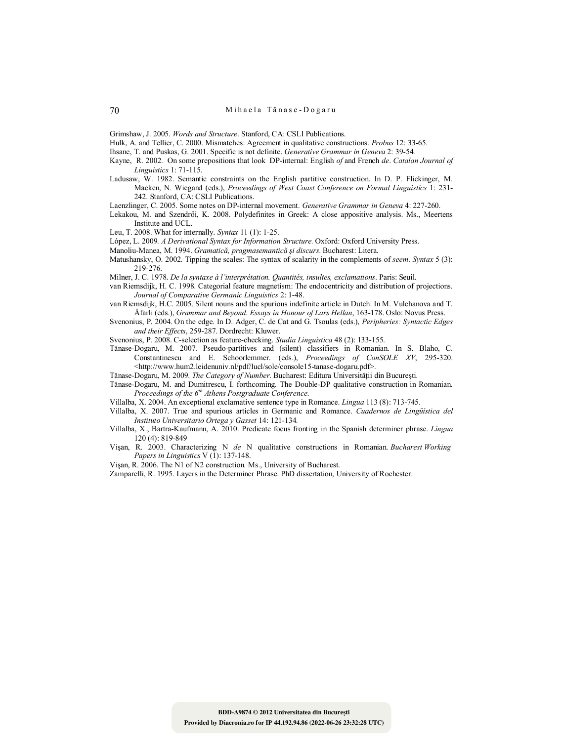Grimshaw, J. 2005. *Words and Structure*. Stanford, CA: CSLI Publications.

Hulk, A. and Tellier, C. 2000. Mismatches: Agreement in qualitative constructions. *Probus* 12: 33-65.

Ihsane, T. and Puskas, G. 2001. Specific is not definite. *Generative Grammar in Geneva* 2: 39-54.

Kayne, R. 2002. On some prepositions that look DP-internal: English *of* and French *de*. *Catalan Journal of Linguistics* 1: 71-115.

Ladusaw, W. 1982. Semantic constraints on the English partitive construction. In D. P. Flickinger, M. Macken, N. Wiegand (eds.), *Proceedings of West Coast Conference on Formal Linguistics* 1: 231-242. Stanford, CA: CSLI Publications.

Laenzlinger, C. 2005. Some notes on DP-internal movement. *Generative Grammar in Geneva* 4: 227-260.

Lekakou, M. and Szendrői, K. 2008. Polydefinites in Greek: A close appositive analysis. Ms., Meertens Institute and UCL.

Leu, T. 2008. What for internally. *Syntax* 11 (1): 1-25.

López, L. 2009. *A Derivational Syntax for Information Structure*. Oxford: Oxford University Press.

Manoliu-Manea, M. 1994. *Gramatică, pragmasemantică și discurs*. Bucharest: Litera.

Matushansky, O. 2002. Tipping the scales: The syntax of scalarity in the complements of *seem*. *Syntax* 5 (3): 219-276.

Milner, J. C. 1978. *De la syntaxe à l'interprétation. Quantités, insultes, exclamations*. Paris: Seuil.

van Riemsdijk, H. C. 1998. Categorial feature magnetism: The endocentricity and distribution of projections. *Journal of Comparative Germanic Linguistics* 2: 1-48.

van Riemsdijk, H.C. 2005. Silent nouns and the spurious indefinite article in Dutch. In M. Vulchanova and T. Åfarli (eds.), *Grammar and Beyond. Essays in Honour of Lars Hellan*, 163-178. Oslo: Novus Press.

Svenonius, P. 2004. On the edge. In D. Adger, C. de Cat and G. Tsoulas (eds.), *Peripheries: Syntactic Edges and their Effects*, 259-287. Dordrecht: Kluwer.

Svenonius, P. 2008. C-selection as feature-checking. *Studia Linguistica* 48 (2): 133-155.

Tănase-Dogaru, M. 2007. Pseudo-partitives and (silent) classifiers in Romanian. In S. Blaho, C. Constantinescu and E. Schoorlemmer. (eds.), *Proceedings of ConSOLE XV*, 295-320. <http://www.hum2.leidenuniv.nl/pdf/lucl/sole/console15-tanase-dogaru.pdf>.

Tănase-Dogaru, M. 2009. *The Category of Number*. Bucharest: Editura Universității din București.

Tănase-Dogaru, M. and Dumitrescu, I. forthcoming. The Double-DP qualitative construction in Romanian. *Proceedings of the 6th Athens Postgraduate Conference*.

Villalba, X. 2004. An exceptional exclamative sentence type in Romance. *Lingua* 113 (8): 713-745.

Villalba, X. 2007. True and spurious articles in Germanic and Romance. *Cuadernos de Lingüística del Instituto Universitario Ortega y Gasset* 14: 121-134.

Villalba, X., Bartra-Kaufmann, A. 2010. Predicate focus fronting in the Spanish determiner phrase. *Lingua* 120 (4): 819-849

Vişan, R. 2003. Characterizing N *de* N qualitative constructions in Romanian. *Bucharest Working Papers in Linguistics* V (1): 137-148.

Vişan, R. 2006. The N1 of N2 construction. Ms., University of Bucharest.

Zamparelli, R. 1995. Layers in the Determiner Phrase. PhD dissertation, University of Rochester.